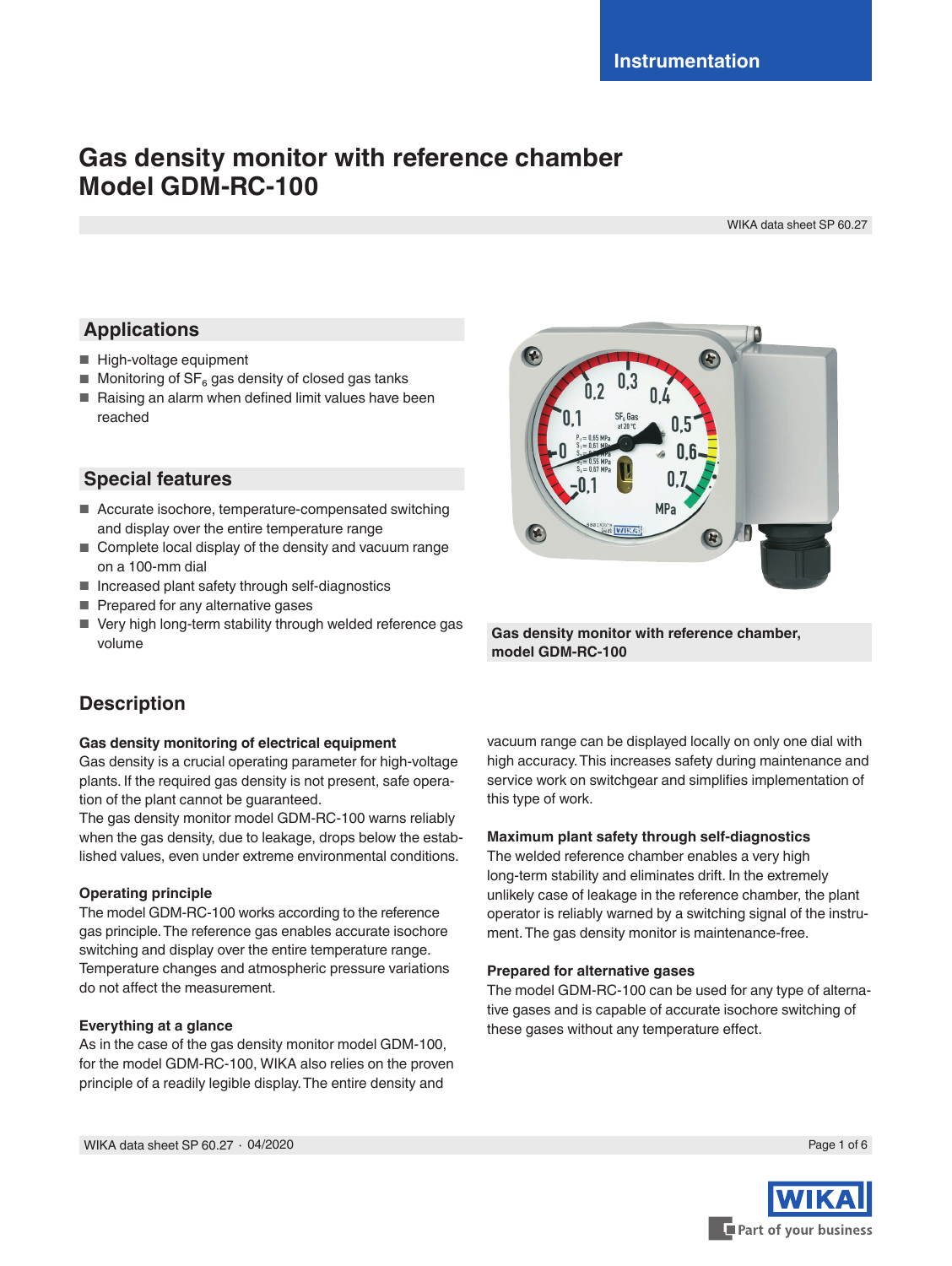# Gas density monitor with reference chamber
# Model GDM-RC-100

WIKA data sheet SP 60.27

## Applications

- High-voltage equipment
- Monitoring of $SF_6$ gas density of closed gas tanks
- Raising an alarm when defined limit values have been reached

## Special features

- Accurate isochore, temperature-compensated switching and display over the entire temperature range
- Complete local display of the density and vacuum range on a 100-mm dial
- Increased plant safety through self-diagnostics
- Prepared for any alternative gases
- Very high long-term stability through welded reference gas volume

**Gas density monitor with reference chamber, model GDM-RC-100**

## Description

### Gas density monitoring of electrical equipment

Gas density is a crucial operating parameter for high-voltage plants. If the required gas density is not present, safe operation of the plant cannot be guaranteed.
The gas density monitor model GDM-RC-100 warns reliably when the gas density, due to leakage, drops below the established values, even under extreme environmental conditions.

### Operating principle

The model GDM-RC-100 works according to the reference gas principle. The reference gas enables accurate isochore switching and display over the entire temperature range. Temperature changes and atmospheric pressure variations do not affect the measurement.

### Everything at a glance

As in the case of the gas density monitor model GDM-100, for the model GDM-RC-100, WIKA also relies on the proven principle of a readily legible display. The entire density and vacuum range can be displayed locally on only one dial with high accuracy. This increases safety during maintenance and service work on switchgear and simplifies implementation of this type of work.

### Maximum plant safety through self-diagnostics

The welded reference chamber enables a very high long-term stability and eliminates drift. In the extremely unlikely case of leakage in the reference chamber, the plant operator is reliably warned by a switching signal of the instrument. The gas density monitor is maintenance-free.

### Prepared for alternative gases

The model GDM-RC-100 can be used for any type of alternative gases and is capable of accurate isochore switching of these gases without any temperature effect.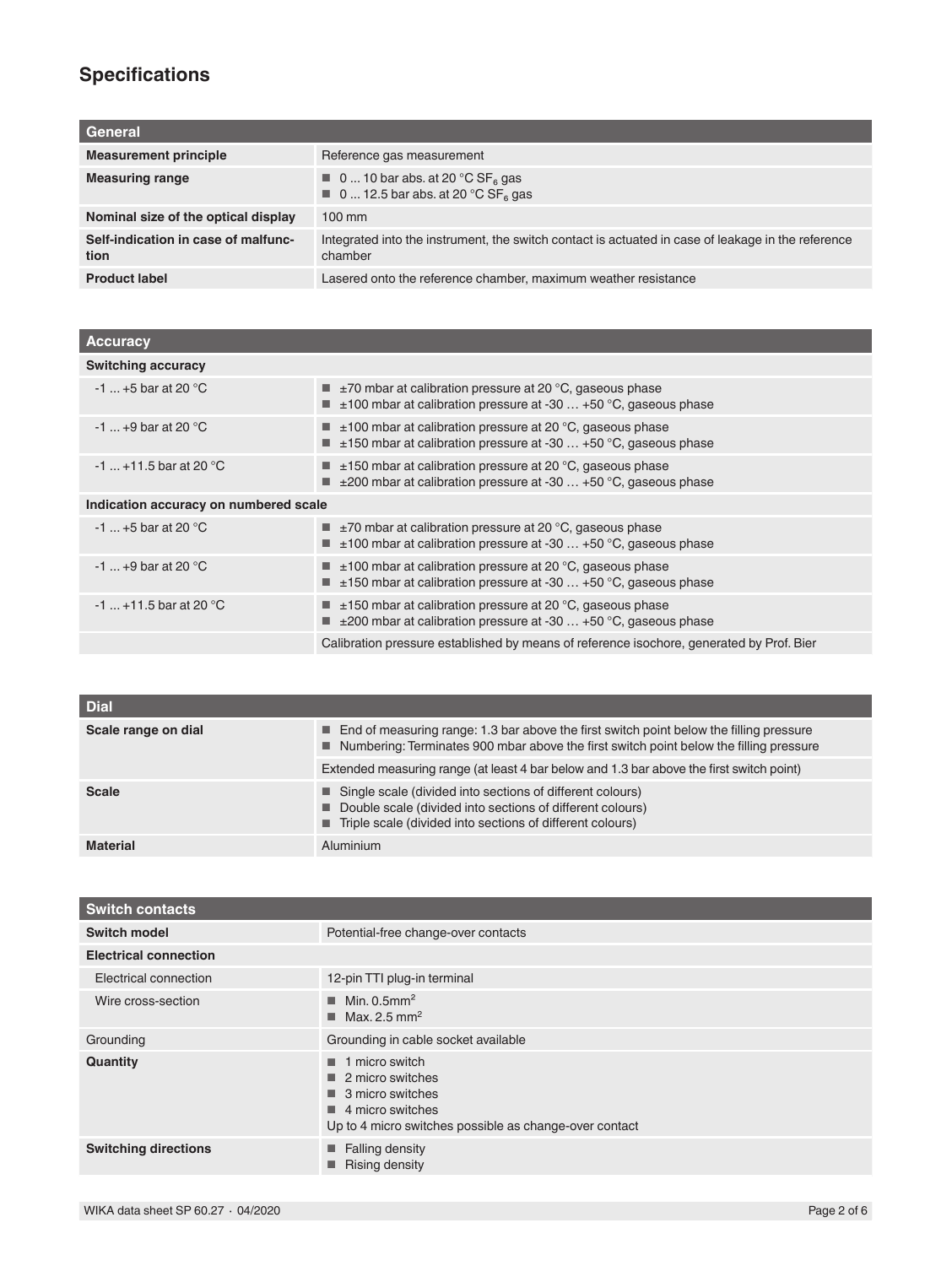## Specifications

| General | |
|---|---|
| **Measurement principle** | Reference gas measurement |
| **Measuring range** | ■ 0 ... 10 bar abs. at 20 °C $SF_6$ gas<br>■ 0 ... 12.5 bar abs. at 20 °C $SF_6$ gas |
| **Nominal size of the optical display** | 100 mm |
| **Self-indication in case of malfunction** | Integrated into the instrument, the switch contact is actuated in case of leakage in the reference chamber |
| **Product label** | Lasered onto the reference chamber, maximum weather resistance |

| Accuracy | |
|---|---|
| **Switching accuracy** | |
| -1 ... +5 bar at 20 °C | ■ ±70 mbar at calibration pressure at 20 °C, gaseous phase<br>■ ±100 mbar at calibration pressure at -30 … +50 °C, gaseous phase |
| -1 ... +9 bar at 20 °C | ■ ±100 mbar at calibration pressure at 20 °C, gaseous phase<br>■ ±150 mbar at calibration pressure at -30 … +50 °C, gaseous phase |
| -1 ... +11.5 bar at 20 °C | ■ ±150 mbar at calibration pressure at 20 °C, gaseous phase<br>■ ±200 mbar at calibration pressure at -30 … +50 °C, gaseous phase |
| **Indication accuracy on numbered scale** | |
| -1 ... +5 bar at 20 °C | ■ ±70 mbar at calibration pressure at 20 °C, gaseous phase<br>■ ±100 mbar at calibration pressure at -30 … +50 °C, gaseous phase |
| -1 ... +9 bar at 20 °C | ■ ±100 mbar at calibration pressure at 20 °C, gaseous phase<br>■ ±150 mbar at calibration pressure at -30 … +50 °C, gaseous phase |
| -1 ... +11.5 bar at 20 °C | ■ ±150 mbar at calibration pressure at 20 °C, gaseous phase<br>■ ±200 mbar at calibration pressure at -30 … +50 °C, gaseous phase |
| | Calibration pressure established by means of reference isochore, generated by Prof. Bier |

| Dial | |
|---|---|
| **Scale range on dial** | ■ End of measuring range: 1.3 bar above the first switch point below the filling pressure<br>■ Numbering: Terminates 900 mbar above the first switch point below the filling pressure |
| | Extended measuring range (at least 4 bar below and 1.3 bar above the first switch point) |
| **Scale** | ■ Single scale (divided into sections of different colours)<br>■ Double scale (divided into sections of different colours)<br>■ Triple scale (divided into sections of different colours) |
| **Material** | Aluminium |

| Switch contacts | |
|---|---|
| **Switch model** | Potential-free change-over contacts |
| **Electrical connection** | |
| Electrical connection | 12-pin TTI plug-in terminal |
| Wire cross-section | ■ Min. 0.5mm²<br>■ Max. 2.5 mm² |
| Grounding | Grounding in cable socket available |
| **Quantity** | ■ 1 micro switch<br>■ 2 micro switches<br>■ 3 micro switches<br>■ 4 micro switches<br>Up to 4 micro switches possible as change-over contact |
| **Switching directions** | ■ Falling density<br>■ Rising density |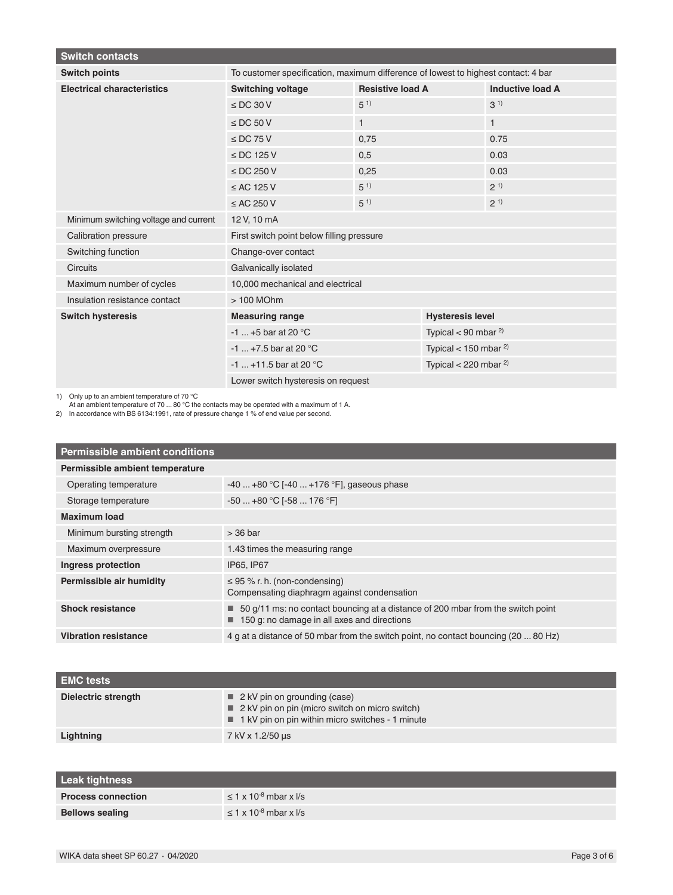| Switch contacts | | | |
|---|---|---|---|
| **Switch points** | To customer specification, maximum difference of lowest to highest contact: 4 bar | | |
| **Electrical characteristics** | **Switching voltage** | **Resistive load A** | **Inductive load A** |
| | ≤ DC 30 V | 5 [1] | 3 [1] |
| | ≤ DC 50 V | 1 | 1 |
| | ≤ DC 75 V | 0,75 | 0.75 |
| | ≤ DC 125 V | 0,5 | 0.03 |
| | ≤ DC 250 V | 0,25 | 0.03 |
| | ≤ AC 125 V | 5 [1] | 2 [1] |
| | ≤ AC 250 V | 5 [1] | 2 [1] |
| Minimum switching voltage and current | 12 V, 10 mA | | |
| Calibration pressure | First switch point below filling pressure | | |
| Switching function | Change-over contact | | |
| Circuits | Galvanically isolated | | |
| Maximum number of cycles | 10,000 mechanical and electrical | | |
| Insulation resistance contact | > 100 MOhm | | |
| **Switch hysteresis** | **Measuring range** | **Hysteresis level** | |
| | -1 ... +5 bar at 20 °C | Typical < 90 mbar [2] | |
| | -1 ... +7.5 bar at 20 °C | Typical < 150 mbar [2] | |
| | -1 ... +11.5 bar at 20 °C | Typical < 220 mbar [2] | |
| | Lower switch hysteresis on request | | |

1) Only up to an ambient temperature of 70 °C
At an ambient temperature of 70 ... 80 °C the contacts may be operated with a maximum of 1 A.
2) In accordance with BS 6134:1991, rate of pressure change 1 % of end value per second.

| Permissible ambient conditions | |
|---|---|
| **Permissible ambient temperature** | |
| Operating temperature | -40 ... +80 °C [-40 ... +176 °F], gaseous phase |
| Storage temperature | -50 ... +80 °C [-58 ... 176 °F] |
| **Maximum load** | |
| Minimum bursting strength | > 36 bar |
| Maximum overpressure | 1.43 times the measuring range |
| **Ingress protection** | IP65, IP67 |
| **Permissible air humidity** | ≤ 95 % r. h. (non-condensing)<br>Compensating diaphragm against condensation |
| **Shock resistance** | ■ 50 g/11 ms: no contact bouncing at a distance of 200 mbar from the switch point<br>■ 150 g: no damage in all axes and directions |
| **Vibration resistance** | 4 g at a distance of 50 mbar from the switch point, no contact bouncing (20 ... 80 Hz) |

| EMC tests | |
|---|---|
| **Dielectric strength** | ■ 2 kV pin on grounding (case)<br>■ 2 kV pin on pin (micro switch on micro switch)<br>■ 1 kV pin on pin within micro switches - 1 minute |
| **Lightning** | 7 kV x 1.2/50 µs |

| Leak tightness | |
|---|---|
| **Process connection** | ≤ 1 x $10^{-8}$ mbar x l/s |
| **Bellows sealing** | ≤ 1 x $10^{-8}$ mbar x l/s |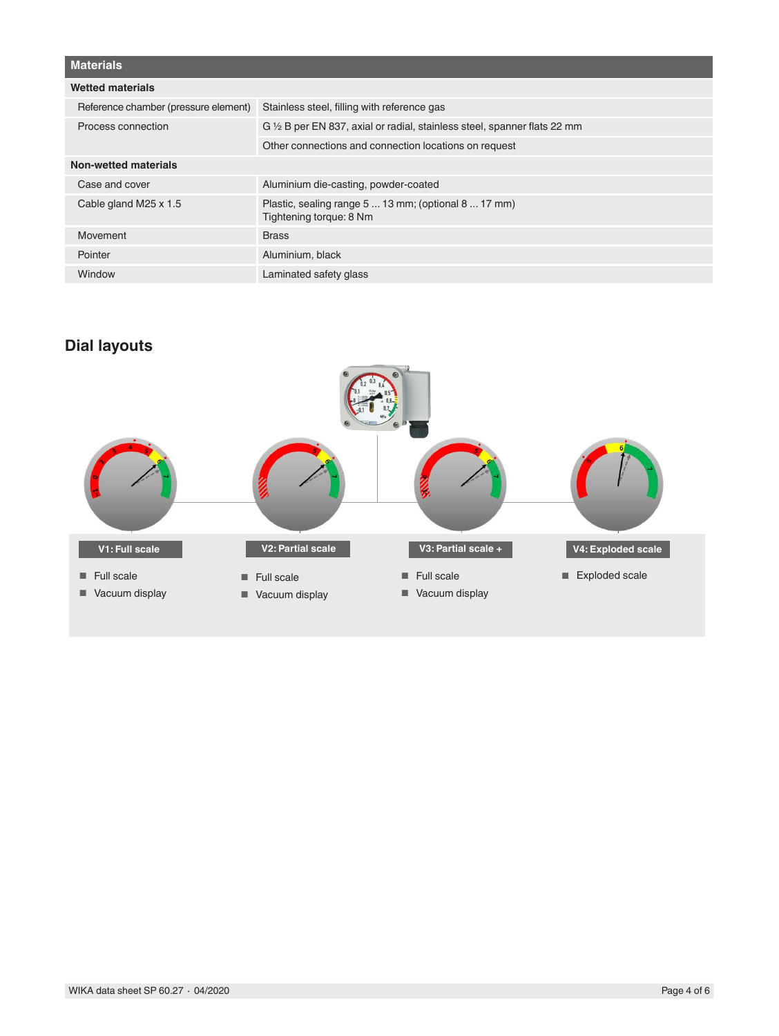## Materials

| Materials | |
|---|---|
| **Wetted materials** | |
| Reference chamber (pressure element) | Stainless steel, filling with reference gas |
| Process connection | G ½ B per EN 837, axial or radial, stainless steel, spanner flats 22 mm |
| | Other connections and connection locations on request |
| **Non-wetted materials** | |
| Case and cover | Aluminium die-casting, powder-coated |
| Cable gland M25 x 1.5 | Plastic, sealing range 5 ... 13 mm; (optional 8 ... 17 mm)<br>Tightening torque: 8 Nm |
| Movement | Brass |
| Pointer | Aluminium, black |
| Window | Laminated safety glass |

## Dial layouts

**V1: Full scale**

- Full scale
- Vacuum display

**V2: Partial scale**

- Full scale
- Vacuum display

**V3: Partial scale +**

- Full scale
- Vacuum display

**V4: Exploded scale**

- Exploded scale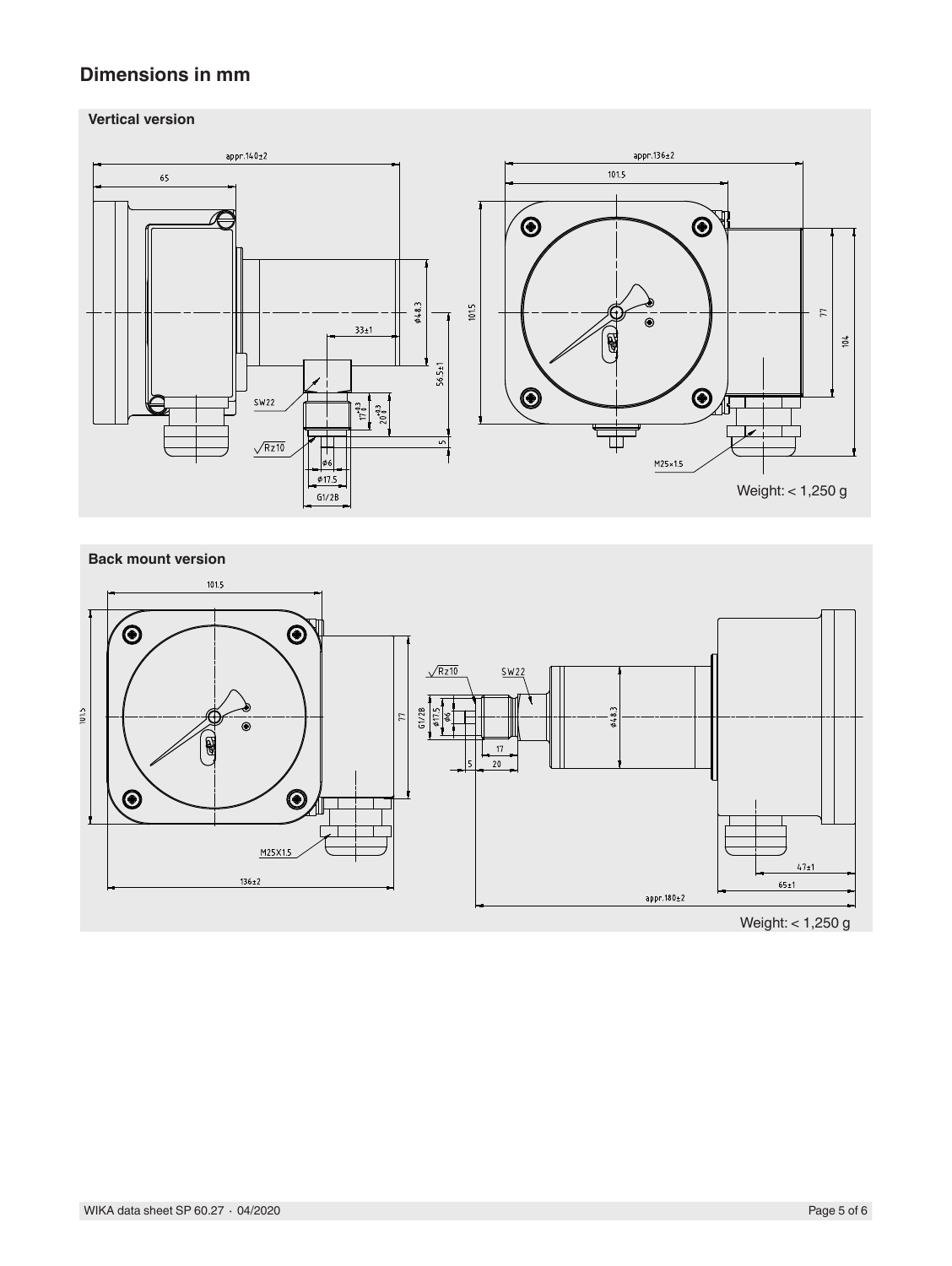## Dimensions in mm

### Vertical version

Weight: < 1,250 g

### Back mount version

Weight: < 1,250 g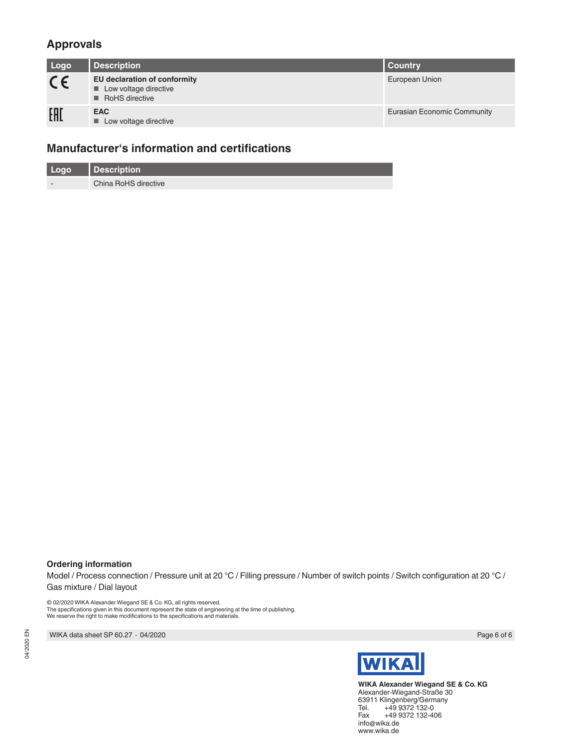## Approvals

| Logo | Description | Country |
|---|---|---|
| CE | **EU declaration of conformity**<br>■ Low voltage directive<br>■ RoHS directive | European Union |
| EAC | **EAC**<br>■ Low voltage directive | Eurasian Economic Community |

## Manufacturer's information and certifications

| Logo | Description |
|---|---|
| - | China RoHS directive |

**Ordering information**

Model / Process connection / Pressure unit at 20 °C / Filling pressure / Number of switch points / Switch configuration at 20 °C / Gas mixture / Dial layout

© 02/2020 WIKA Alexander Wiegand SE & Co. KG, all rights reserved.
The specifications given in this document represent the state of engineering at the time of publishing.
We reserve the right to make modifications to the specifications and materials.

WIKA data sheet SP 60.27 · 04/2020

**WIKA Alexander Wiegand SE & Co. KG**
Alexander-Wiegand-Straße 30
63911 Klingenberg/Germany
Tel. +49 9372 132-0
Fax +49 9372 132-406
info@wika.de
www.wika.de